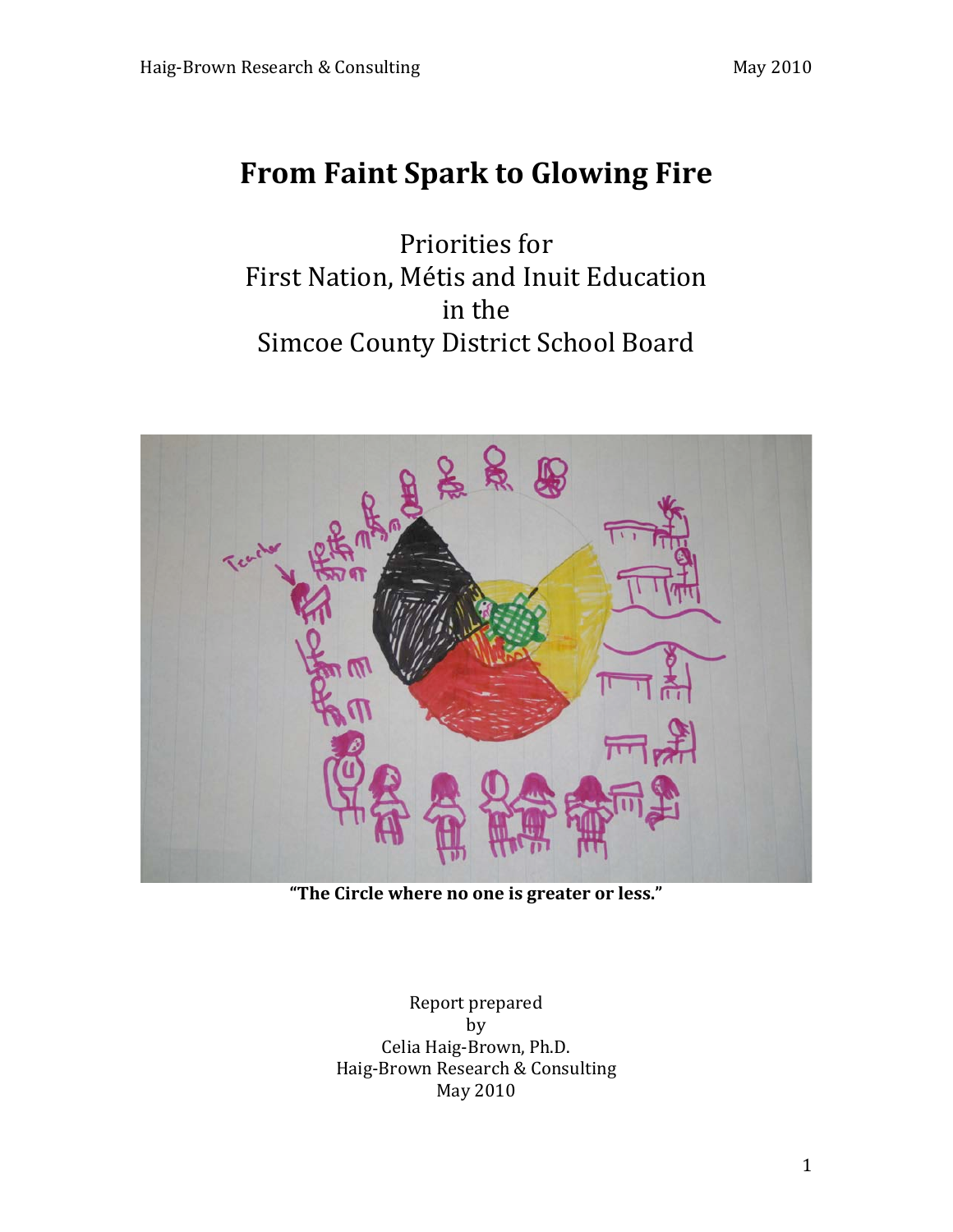# From Faint Spark to Glowing Fire

Priorities for
First Nation, Métis and Inuit Education
in the
Simcoe County District School Board

**"The Circle where no one is greater or less."**

Report prepared
by
Celia Haig-Brown, Ph.D.
Haig-Brown Research & Consulting
May 2010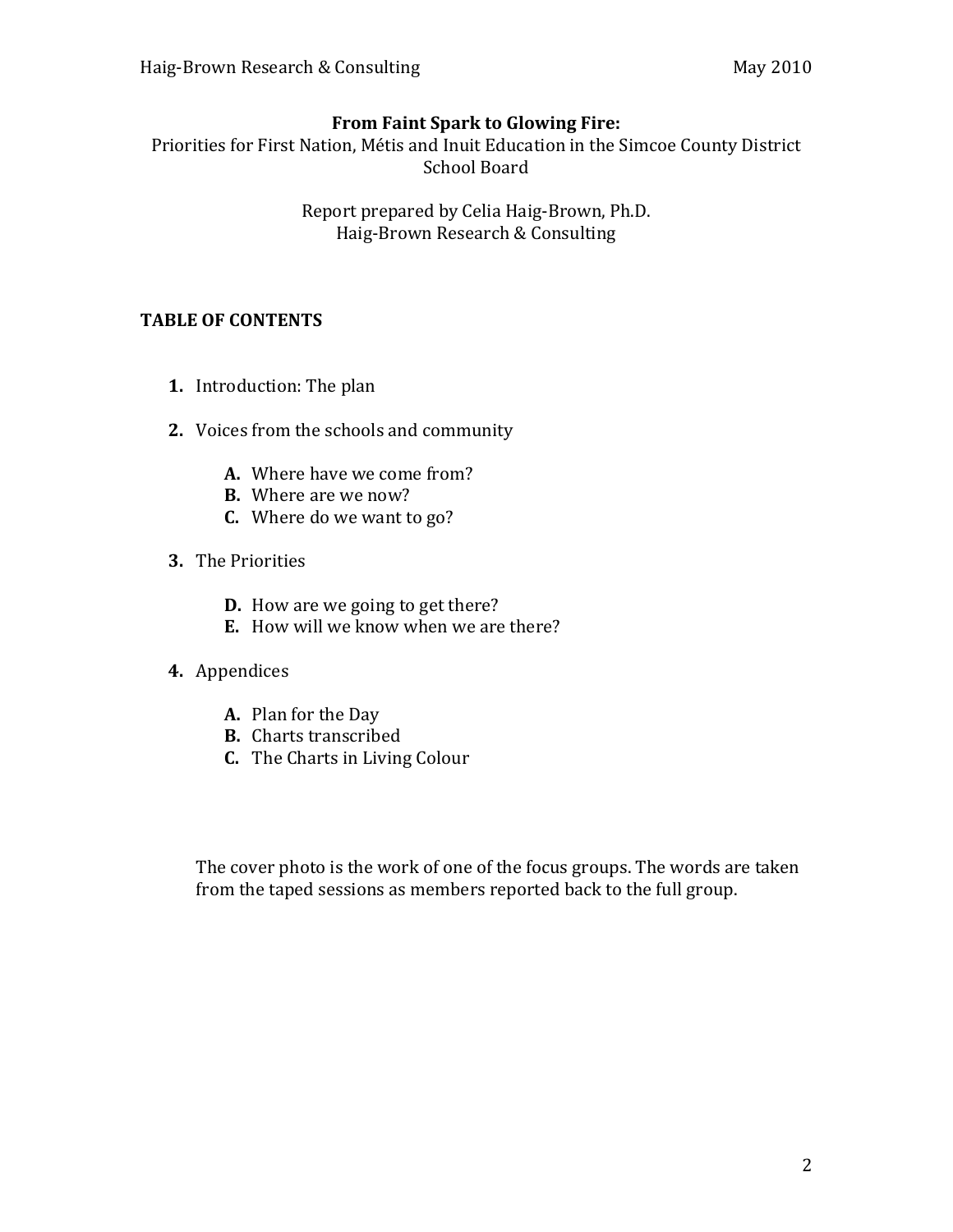# From Faint Spark to Glowing Fire:

Priorities for First Nation, Métis and Inuit Education in the Simcoe County District School Board

Report prepared by Celia Haig-Brown, Ph.D.
Haig-Brown Research & Consulting

## TABLE OF CONTENTS

1. Introduction: The plan
2. Voices from the schools and community
   - **A.** Where have we come from?
   - **B.** Where are we now?
   - **C.** Where do we want to go?
3. The Priorities
   - **D.** How are we going to get there?
   - **E.** How will we know when we are there?
4. Appendices
   - **A.** Plan for the Day
   - **B.** Charts transcribed
   - **C.** The Charts in Living Colour

The cover photo is the work of one of the focus groups. The words are taken from the taped sessions as members reported back to the full group.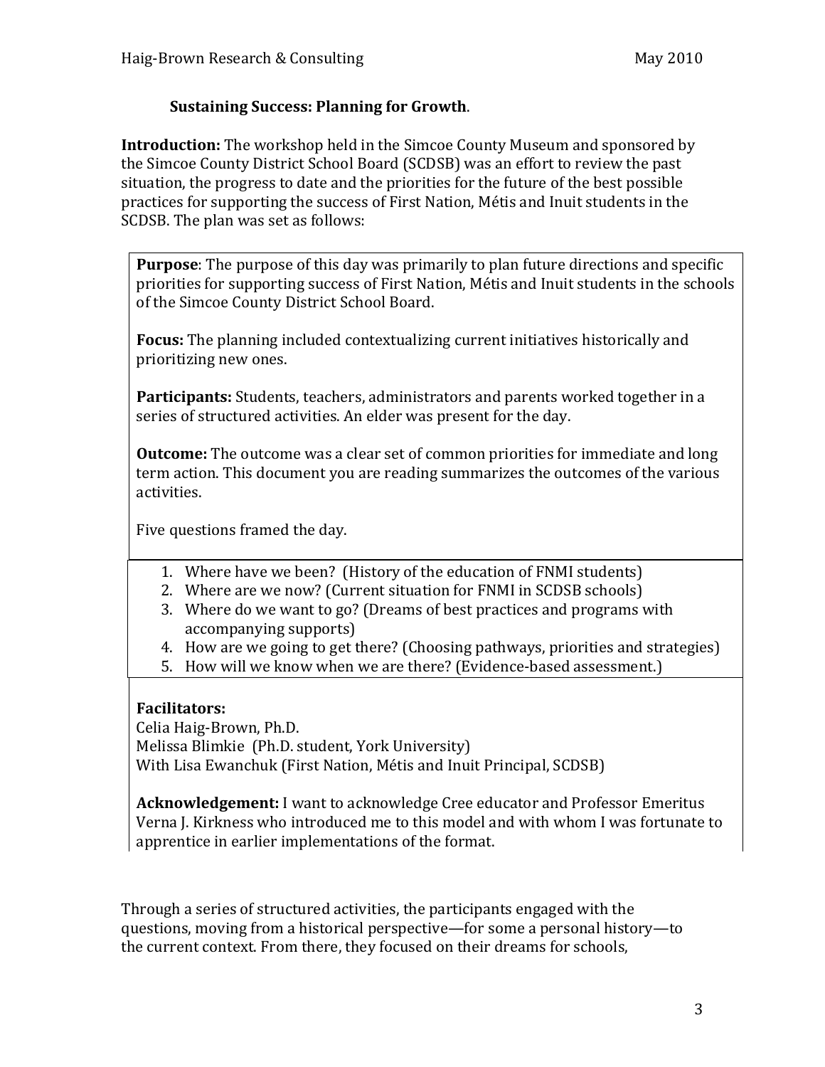### Sustaining Success: Planning for Growth.

**Introduction:** The workshop held in the Simcoe County Museum and sponsored by the Simcoe County District School Board (SCDSB) was an effort to review the past situation, the progress to date and the priorities for the future of the best possible practices for supporting the success of First Nation, Métis and Inuit students in the SCDSB. The plan was set as follows:

**Purpose**: The purpose of this day was primarily to plan future directions and specific priorities for supporting success of First Nation, Métis and Inuit students in the schools of the Simcoe County District School Board.

**Focus:** The planning included contextualizing current initiatives historically and prioritizing new ones.

**Participants:** Students, teachers, administrators and parents worked together in a series of structured activities. An elder was present for the day.

**Outcome:** The outcome was a clear set of common priorities for immediate and long term action. This document you are reading summarizes the outcomes of the various activities.

Five questions framed the day.

1. Where have we been? (History of the education of FNMI students)
2. Where are we now? (Current situation for FNMI in SCDSB schools)
3. Where do we want to go? (Dreams of best practices and programs with accompanying supports)
4. How are we going to get there? (Choosing pathways, priorities and strategies)
5. How will we know when we are there? (Evidence-based assessment.)

**Facilitators:**
Celia Haig-Brown, Ph.D.
Melissa Blimkie (Ph.D. student, York University)
With Lisa Ewanchuk (First Nation, Métis and Inuit Principal, SCDSB)

**Acknowledgement:** I want to acknowledge Cree educator and Professor Emeritus Verna J. Kirkness who introduced me to this model and with whom I was fortunate to apprentice in earlier implementations of the format.

Through a series of structured activities, the participants engaged with the questions, moving from a historical perspective—for some a personal history—to the current context. From there, they focused on their dreams for schools,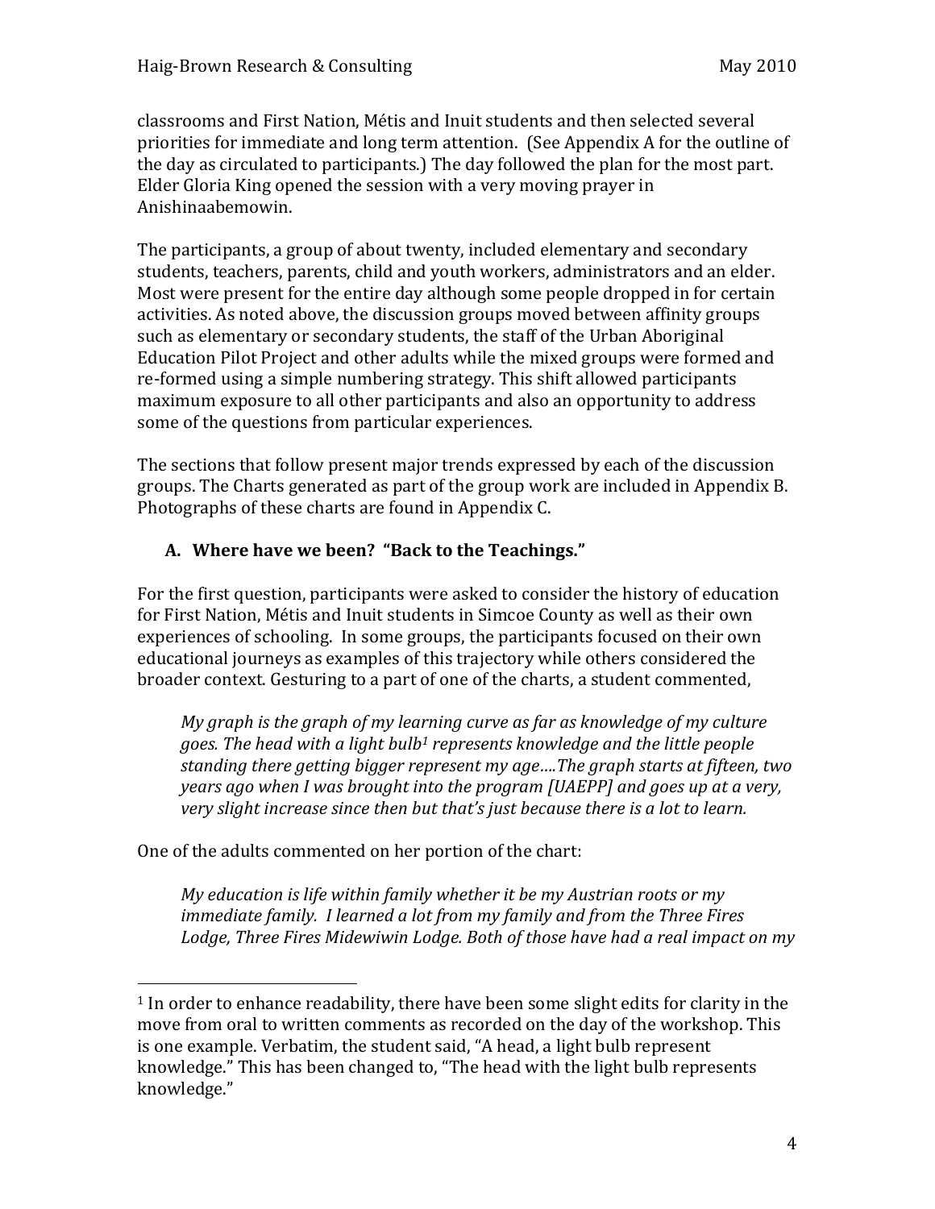classrooms and First Nation, Métis and Inuit students and then selected several priorities for immediate and long term attention. (See Appendix A for the outline of the day as circulated to participants.) The day followed the plan for the most part. Elder Gloria King opened the session with a very moving prayer in Anishinaabemowin.

The participants, a group of about twenty, included elementary and secondary students, teachers, parents, child and youth workers, administrators and an elder. Most were present for the entire day although some people dropped in for certain activities. As noted above, the discussion groups moved between affinity groups such as elementary or secondary students, the staff of the Urban Aboriginal Education Pilot Project and other adults while the mixed groups were formed and re-formed using a simple numbering strategy. This shift allowed participants maximum exposure to all other participants and also an opportunity to address some of the questions from particular experiences.

The sections that follow present major trends expressed by each of the discussion groups. The Charts generated as part of the group work are included in Appendix B. Photographs of these charts are found in Appendix C.

## A. Where have we been? "Back to the Teachings."

For the first question, participants were asked to consider the history of education for First Nation, Métis and Inuit students in Simcoe County as well as their own experiences of schooling. In some groups, the participants focused on their own educational journeys as examples of this trajectory while others considered the broader context. Gesturing to a part of one of the charts, a student commented,

> *My graph is the graph of my learning curve as far as knowledge of my culture goes. The head with a light bulb[1] represents knowledge and the little people standing there getting bigger represent my age….The graph starts at fifteen, two years ago when I was brought into the program [UAEPP] and goes up at a very, very slight increase since then but that's just because there is a lot to learn.*

One of the adults commented on her portion of the chart:

> *My education is life within family whether it be my Austrian roots or my immediate family. I learned a lot from my family and from the Three Fires Lodge, Three Fires Midewiwin Lodge. Both of those have had a real impact on my*

---

[1] In order to enhance readability, there have been some slight edits for clarity in the move from oral to written comments as recorded on the day of the workshop. This is one example. Verbatim, the student said, "A head, a light bulb represent knowledge." This has been changed to, "The head with the light bulb represents knowledge."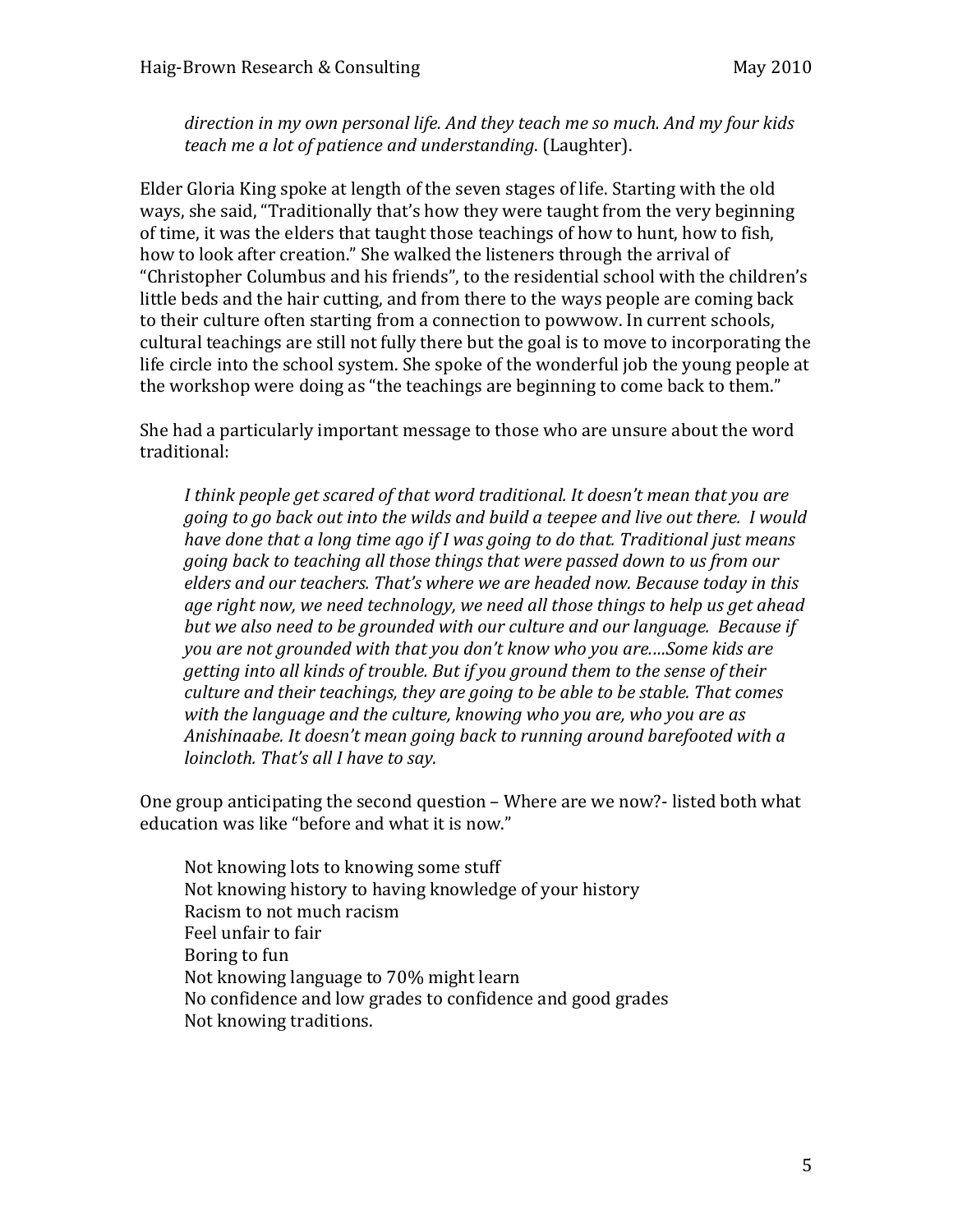*direction in my own personal life. And they teach me so much. And my four kids teach me a lot of patience and understanding.* (Laughter).

Elder Gloria King spoke at length of the seven stages of life. Starting with the old ways, she said, "Traditionally that's how they were taught from the very beginning of time, it was the elders that taught those teachings of how to hunt, how to fish, how to look after creation." She walked the listeners through the arrival of "Christopher Columbus and his friends", to the residential school with the children's little beds and the hair cutting, and from there to the ways people are coming back to their culture often starting from a connection to powwow. In current schools, cultural teachings are still not fully there but the goal is to move to incorporating the life circle into the school system. She spoke of the wonderful job the young people at the workshop were doing as "the teachings are beginning to come back to them."

She had a particularly important message to those who are unsure about the word traditional:

> *I think people get scared of that word traditional. It doesn't mean that you are going to go back out into the wilds and build a teepee and live out there. I would have done that a long time ago if I was going to do that. Traditional just means going back to teaching all those things that were passed down to us from our elders and our teachers. That's where we are headed now. Because today in this age right now, we need technology, we need all those things to help us get ahead but we also need to be grounded with our culture and our language. Because if you are not grounded with that you don't know who you are....Some kids are getting into all kinds of trouble. But if you ground them to the sense of their culture and their teachings, they are going to be able to be stable. That comes with the language and the culture, knowing who you are, who you are as Anishinaabe. It doesn't mean going back to running around barefooted with a loincloth. That's all I have to say.*

One group anticipating the second question – Where are we now?- listed both what education was like "before and what it is now."

> Not knowing lots to knowing some stuff
> Not knowing history to having knowledge of your history
> Racism to not much racism
> Feel unfair to fair
> Boring to fun
> Not knowing language to 70% might learn
> No confidence and low grades to confidence and good grades
> Not knowing traditions.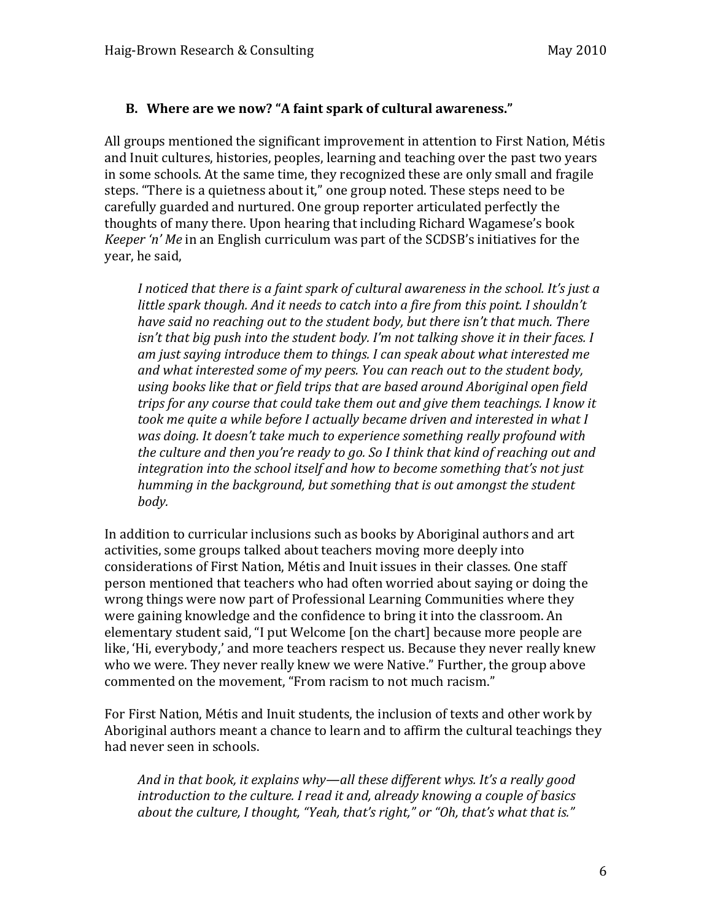### B. Where are we now? "A faint spark of cultural awareness."

All groups mentioned the significant improvement in attention to First Nation, Métis and Inuit cultures, histories, peoples, learning and teaching over the past two years in some schools. At the same time, they recognized these are only small and fragile steps. "There is a quietness about it," one group noted. These steps need to be carefully guarded and nurtured. One group reporter articulated perfectly the thoughts of many there. Upon hearing that including Richard Wagamese's book *Keeper 'n' Me* in an English curriculum was part of the SCDSB's initiatives for the year, he said,

> *I noticed that there is a faint spark of cultural awareness in the school. It's just a little spark though. And it needs to catch into a fire from this point. I shouldn't have said no reaching out to the student body, but there isn't that much. There isn't that big push into the student body. I'm not talking shove it in their faces. I am just saying introduce them to things. I can speak about what interested me and what interested some of my peers. You can reach out to the student body, using books like that or field trips that are based around Aboriginal open field trips for any course that could take them out and give them teachings. I know it took me quite a while before I actually became driven and interested in what I was doing. It doesn't take much to experience something really profound with the culture and then you're ready to go. So I think that kind of reaching out and integration into the school itself and how to become something that's not just humming in the background, but something that is out amongst the student body.*

In addition to curricular inclusions such as books by Aboriginal authors and art activities, some groups talked about teachers moving more deeply into considerations of First Nation, Métis and Inuit issues in their classes. One staff person mentioned that teachers who had often worried about saying or doing the wrong things were now part of Professional Learning Communities where they were gaining knowledge and the confidence to bring it into the classroom. An elementary student said, "I put Welcome [on the chart] because more people are like, 'Hi, everybody,' and more teachers respect us. Because they never really knew who we were. They never really knew we were Native." Further, the group above commented on the movement, "From racism to not much racism."

For First Nation, Métis and Inuit students, the inclusion of texts and other work by Aboriginal authors meant a chance to learn and to affirm the cultural teachings they had never seen in schools.

> *And in that book, it explains why—all these different whys. It's a really good introduction to the culture. I read it and, already knowing a couple of basics about the culture, I thought, "Yeah, that's right," or "Oh, that's what that is."*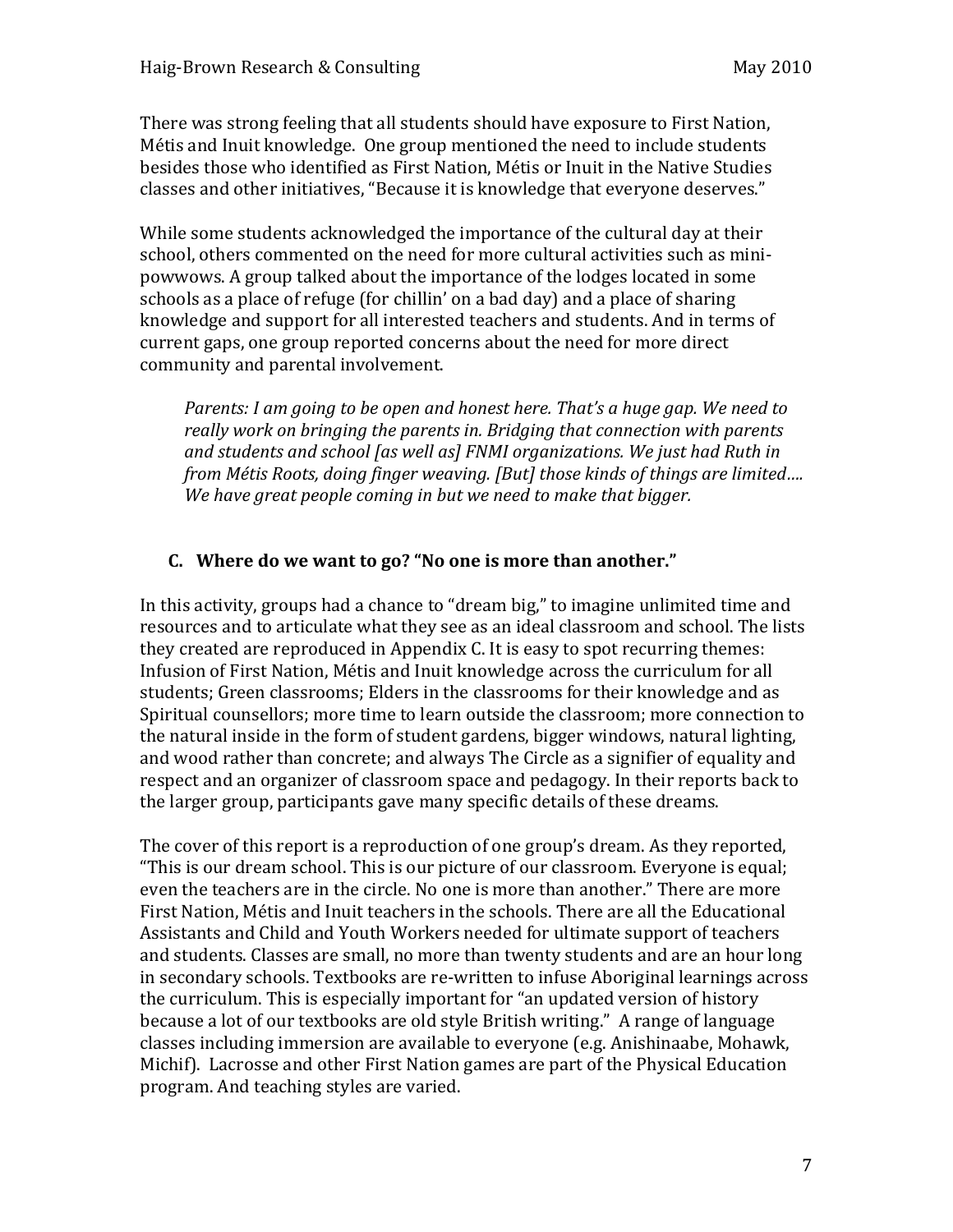There was strong feeling that all students should have exposure to First Nation, Métis and Inuit knowledge. One group mentioned the need to include students besides those who identified as First Nation, Métis or Inuit in the Native Studies classes and other initiatives, "Because it is knowledge that everyone deserves."

While some students acknowledged the importance of the cultural day at their school, others commented on the need for more cultural activities such as mini-powwows. A group talked about the importance of the lodges located in some schools as a place of refuge (for chillin' on a bad day) and a place of sharing knowledge and support for all interested teachers and students. And in terms of current gaps, one group reported concerns about the need for more direct community and parental involvement.

> *Parents: I am going to be open and honest here. That's a huge gap. We need to really work on bringing the parents in. Bridging that connection with parents and students and school [as well as] FNMI organizations. We just had Ruth in from Métis Roots, doing finger weaving. [But] those kinds of things are limited…. We have great people coming in but we need to make that bigger.*

### C. Where do we want to go? "No one is more than another."

In this activity, groups had a chance to "dream big," to imagine unlimited time and resources and to articulate what they see as an ideal classroom and school. The lists they created are reproduced in Appendix C. It is easy to spot recurring themes: Infusion of First Nation, Métis and Inuit knowledge across the curriculum for all students; Green classrooms; Elders in the classrooms for their knowledge and as Spiritual counsellors; more time to learn outside the classroom; more connection to the natural inside in the form of student gardens, bigger windows, natural lighting, and wood rather than concrete; and always The Circle as a signifier of equality and respect and an organizer of classroom space and pedagogy. In their reports back to the larger group, participants gave many specific details of these dreams.

The cover of this report is a reproduction of one group's dream. As they reported, "This is our dream school. This is our picture of our classroom. Everyone is equal; even the teachers are in the circle. No one is more than another." There are more First Nation, Métis and Inuit teachers in the schools. There are all the Educational Assistants and Child and Youth Workers needed for ultimate support of teachers and students. Classes are small, no more than twenty students and are an hour long in secondary schools. Textbooks are re-written to infuse Aboriginal learnings across the curriculum. This is especially important for "an updated version of history because a lot of our textbooks are old style British writing." A range of language classes including immersion are available to everyone (e.g. Anishinaabe, Mohawk, Michif). Lacrosse and other First Nation games are part of the Physical Education program. And teaching styles are varied.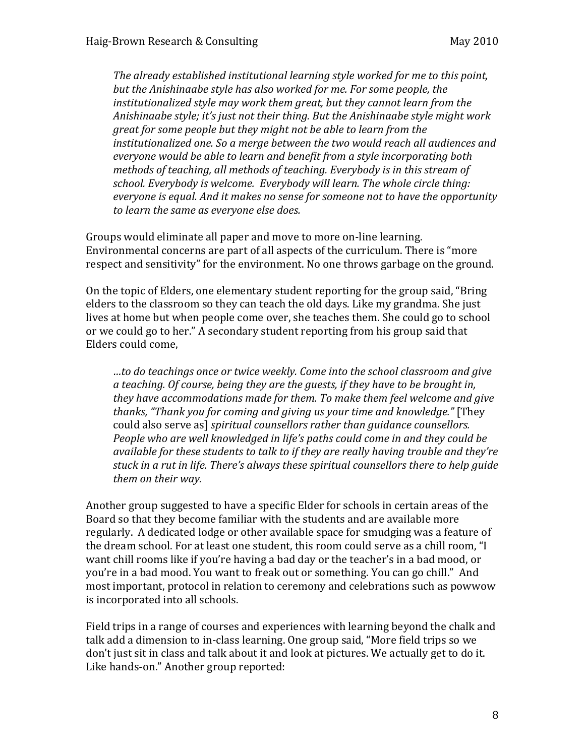> *The already established institutional learning style worked for me to this point, but the Anishinaabe style has also worked for me. For some people, the institutionalized style may work them great, but they cannot learn from the Anishinaabe style; it's just not their thing. But the Anishinaabe style might work great for some people but they might not be able to learn from the institutionalized one. So a merge between the two would reach all audiences and everyone would be able to learn and benefit from a style incorporating both methods of teaching, all methods of teaching. Everybody is in this stream of school. Everybody is welcome. Everybody will learn. The whole circle thing: everyone is equal. And it makes no sense for someone not to have the opportunity to learn the same as everyone else does.*

Groups would eliminate all paper and move to more on-line learning. Environmental concerns are part of all aspects of the curriculum. There is "more respect and sensitivity" for the environment. No one throws garbage on the ground.

On the topic of Elders, one elementary student reporting for the group said, "Bring elders to the classroom so they can teach the old days. Like my grandma. She just lives at home but when people come over, she teaches them. She could go to school or we could go to her." A secondary student reporting from his group said that Elders could come,

> *…to do teachings once or twice weekly. Come into the school classroom and give a teaching. Of course, being they are the guests, if they have to be brought in, they have accommodations made for them. To make them feel welcome and give thanks, "Thank you for coming and giving us your time and knowledge."* [They could also serve as] *spiritual counsellors rather than guidance counsellors. People who are well knowledged in life's paths could come in and they could be available for these students to talk to if they are really having trouble and they're stuck in a rut in life. There's always these spiritual counsellors there to help guide them on their way.*

Another group suggested to have a specific Elder for schools in certain areas of the Board so that they become familiar with the students and are available more regularly. A dedicated lodge or other available space for smudging was a feature of the dream school. For at least one student, this room could serve as a chill room, "I want chill rooms like if you're having a bad day or the teacher's in a bad mood, or you're in a bad mood. You want to freak out or something. You can go chill." And most important, protocol in relation to ceremony and celebrations such as powwow is incorporated into all schools.

Field trips in a range of courses and experiences with learning beyond the chalk and talk add a dimension to in-class learning. One group said, "More field trips so we don't just sit in class and talk about it and look at pictures. We actually get to do it. Like hands-on." Another group reported: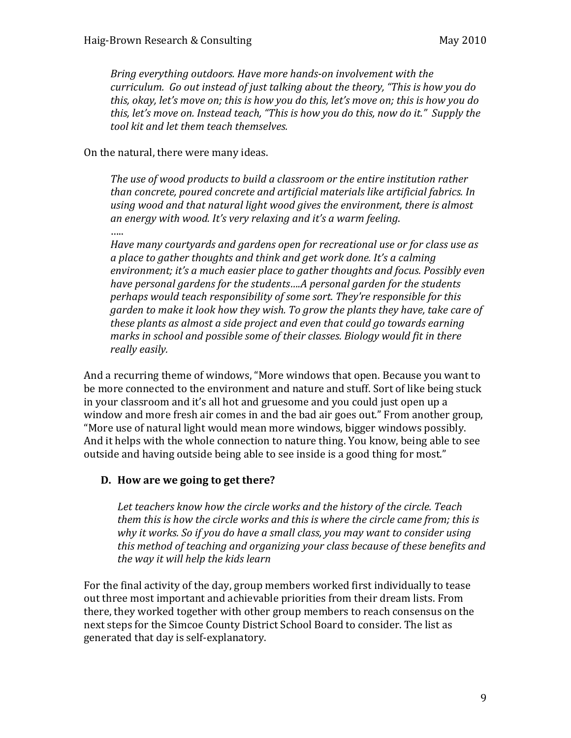> *Bring everything outdoors. Have more hands-on involvement with the curriculum. Go out instead of just talking about the theory, "This is how you do this, okay, let's move on; this is how you do this, let's move on; this is how you do this, let's move on. Instead teach, "This is how you do this, now do it." Supply the tool kit and let them teach themselves.*

On the natural, there were many ideas.

> *The use of wood products to build a classroom or the entire institution rather than concrete, poured concrete and artificial materials like artificial fabrics. In using wood and that natural light wood gives the environment, there is almost an energy with wood. It's very relaxing and it's a warm feeling.*
>
> …..
>
> *Have many courtyards and gardens open for recreational use or for class use as a place to gather thoughts and think and get work done. It's a calming environment; it's a much easier place to gather thoughts and focus. Possibly even have personal gardens for the students….A personal garden for the students perhaps would teach responsibility of some sort. They're responsible for this garden to make it look how they wish. To grow the plants they have, take care of these plants as almost a side project and even that could go towards earning marks in school and possible some of their classes. Biology would fit in there really easily.*

And a recurring theme of windows, "More windows that open. Because you want to be more connected to the environment and nature and stuff. Sort of like being stuck in your classroom and it's all hot and gruesome and you could just open up a window and more fresh air comes in and the bad air goes out." From another group, "More use of natural light would mean more windows, bigger windows possibly. And it helps with the whole connection to nature thing. You know, being able to see outside and having outside being able to see inside is a good thing for most."

### D. How are we going to get there?

> *Let teachers know how the circle works and the history of the circle. Teach them this is how the circle works and this is where the circle came from; this is why it works. So if you do have a small class, you may want to consider using this method of teaching and organizing your class because of these benefits and the way it will help the kids learn*

For the final activity of the day, group members worked first individually to tease out three most important and achievable priorities from their dream lists. From there, they worked together with other group members to reach consensus on the next steps for the Simcoe County District School Board to consider. The list as generated that day is self-explanatory.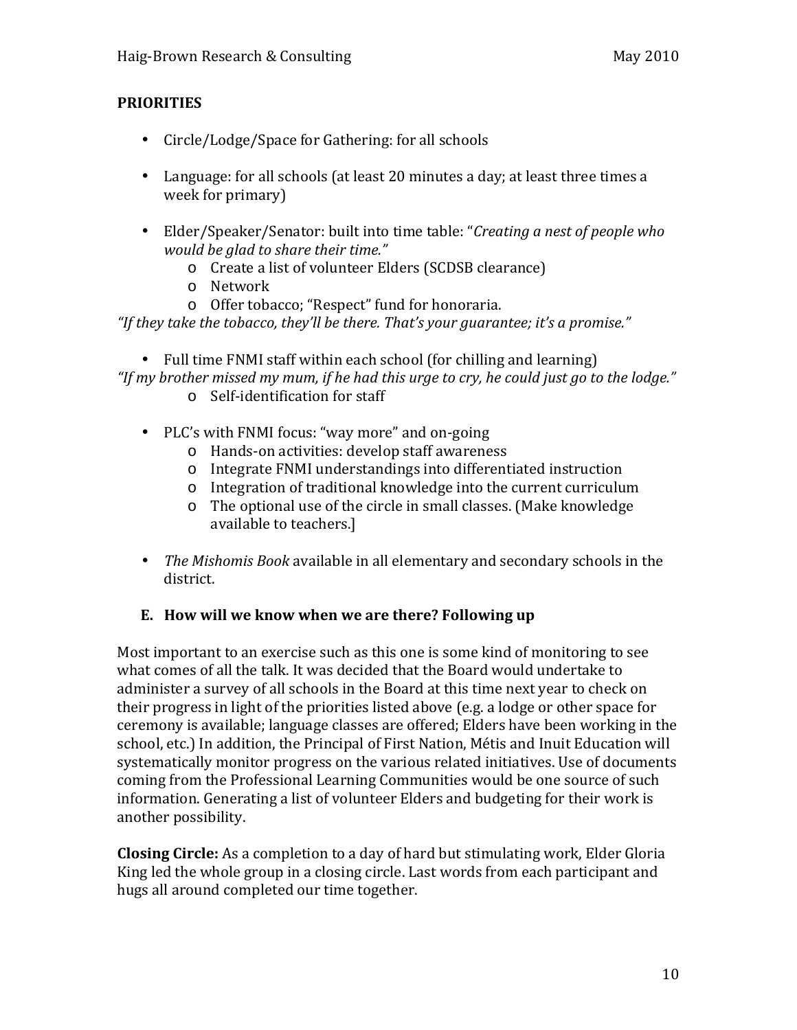**PRIORITIES**

- Circle/Lodge/Space for Gathering: for all schools
- Language: for all schools (at least 20 minutes a day; at least three times a week for primary)
- Elder/Speaker/Senator: built into time table: "*Creating a nest of people who would be glad to share their time.*"
  - Create a list of volunteer Elders (SCDSB clearance)
  - Network
  - Offer tobacco; "Respect" fund for honoraria.

*"If they take the tobacco, they'll be there. That's your guarantee; it's a promise."*

- Full time FNMI staff within each school (for chilling and learning)

*"If my brother missed my mum, if he had this urge to cry, he could just go to the lodge."*

  - Self-identification for staff

- PLC's with FNMI focus: "way more" and on-going
  - Hands-on activities: develop staff awareness
  - Integrate FNMI understandings into differentiated instruction
  - Integration of traditional knowledge into the current curriculum
  - The optional use of the circle in small classes. [Make knowledge available to teachers.]
- *The Mishomis Book* available in all elementary and secondary schools in the district.

### E. How will we know when we are there? Following up

Most important to an exercise such as this one is some kind of monitoring to see what comes of all the talk. It was decided that the Board would undertake to administer a survey of all schools in the Board at this time next year to check on their progress in light of the priorities listed above (e.g. a lodge or other space for ceremony is available; language classes are offered; Elders have been working in the school, etc.) In addition, the Principal of First Nation, Métis and Inuit Education will systematically monitor progress on the various related initiatives. Use of documents coming from the Professional Learning Communities would be one source of such information. Generating a list of volunteer Elders and budgeting for their work is another possibility.

**Closing Circle:** As a completion to a day of hard but stimulating work, Elder Gloria King led the whole group in a closing circle. Last words from each participant and hugs all around completed our time together.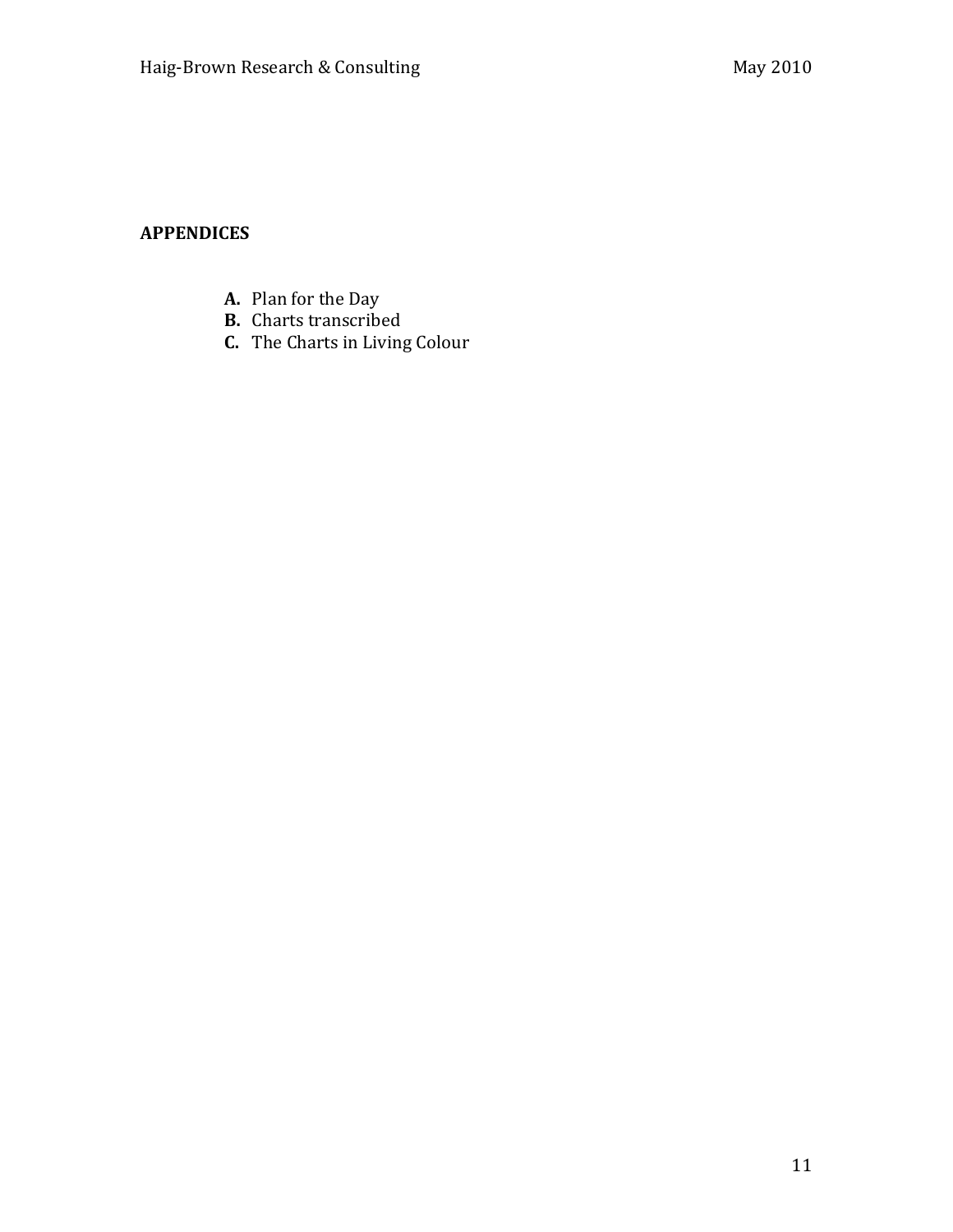**APPENDICES**

- **A.** Plan for the Day
- **B.** Charts transcribed
- **C.** The Charts in Living Colour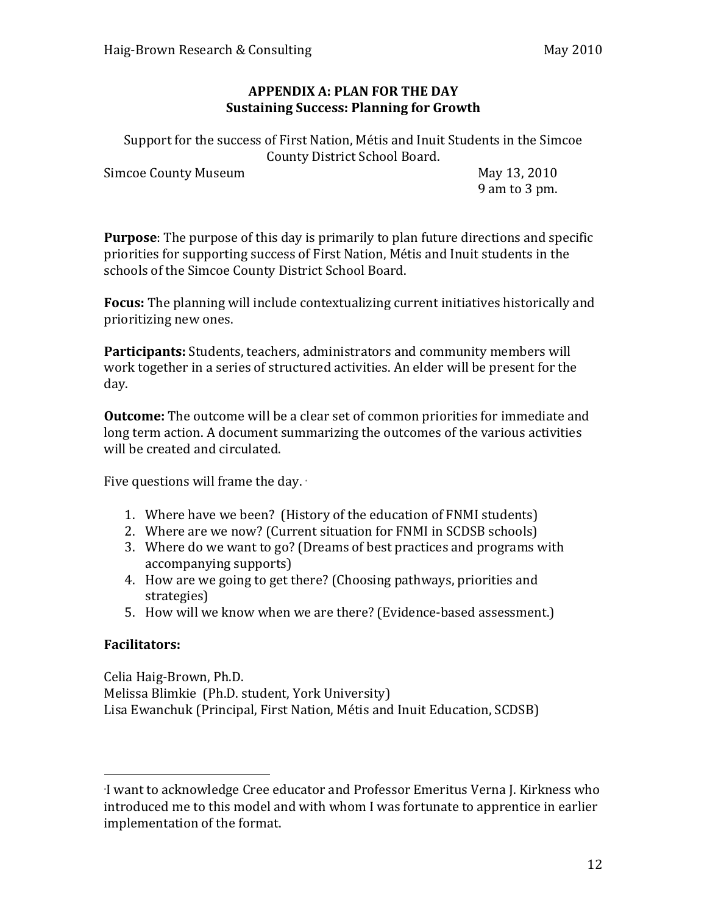## APPENDIX A: PLAN FOR THE DAY
## Sustaining Success: Planning for Growth

Support for the success of First Nation, Métis and Inuit Students in the Simcoe County District School Board.

Simcoe County Museum — May 13, 2010, 9 am to 3 pm.

**Purpose**: The purpose of this day is primarily to plan future directions and specific priorities for supporting success of First Nation, Métis and Inuit students in the schools of the Simcoe County District School Board.

**Focus:** The planning will include contextualizing current initiatives historically and prioritizing new ones.

**Participants:** Students, teachers, administrators and community members will work together in a series of structured activities. An elder will be present for the day.

**Outcome:** The outcome will be a clear set of common priorities for immediate and long term action. A document summarizing the outcomes of the various activities will be created and circulated.

Five questions will frame the day. [*]

1. Where have we been? (History of the education of FNMI students)
2. Where are we now? (Current situation for FNMI in SCDSB schools)
3. Where do we want to go? (Dreams of best practices and programs with accompanying supports)
4. How are we going to get there? (Choosing pathways, priorities and strategies)
5. How will we know when we are there? (Evidence-based assessment.)

**Facilitators:**

Celia Haig-Brown, Ph.D.
Melissa Blimkie (Ph.D. student, York University)
Lisa Ewanchuk (Principal, First Nation, Métis and Inuit Education, SCDSB)

---

[*] I want to acknowledge Cree educator and Professor Emeritus Verna J. Kirkness who introduced me to this model and with whom I was fortunate to apprentice in earlier implementation of the format.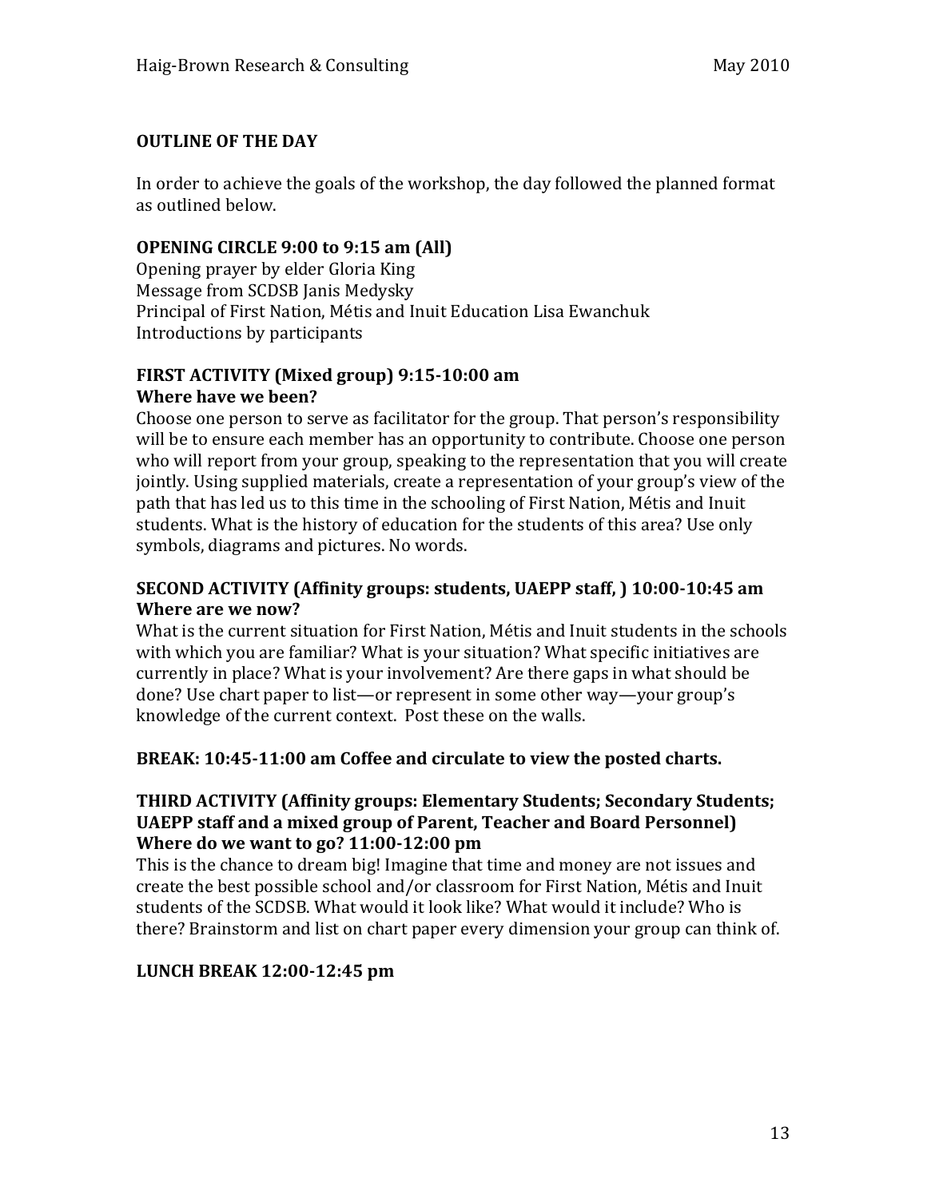## OUTLINE OF THE DAY

In order to achieve the goals of the workshop, the day followed the planned format as outlined below.

### OPENING CIRCLE 9:00 to 9:15 am (All)

Opening prayer by elder Gloria King
Message from SCDSB Janis Medysky
Principal of First Nation, Métis and Inuit Education Lisa Ewanchuk
Introductions by participants

### FIRST ACTIVITY (Mixed group) 9:15-10:00 am
### Where have we been?

Choose one person to serve as facilitator for the group. That person's responsibility will be to ensure each member has an opportunity to contribute. Choose one person who will report from your group, speaking to the representation that you will create jointly. Using supplied materials, create a representation of your group's view of the path that has led us to this time in the schooling of First Nation, Métis and Inuit students. What is the history of education for the students of this area? Use only symbols, diagrams and pictures. No words.

### SECOND ACTIVITY (Affinity groups: students, UAEPP staff, ) 10:00-10:45 am
### Where are we now?

What is the current situation for First Nation, Métis and Inuit students in the schools with which you are familiar? What is your situation? What specific initiatives are currently in place? What is your involvement? Are there gaps in what should be done? Use chart paper to list—or represent in some other way—your group's knowledge of the current context. Post these on the walls.

### BREAK: 10:45-11:00 am Coffee and circulate to view the posted charts.

### THIRD ACTIVITY (Affinity groups: Elementary Students; Secondary Students; UAEPP staff and a mixed group of Parent, Teacher and Board Personnel)
### Where do we want to go? 11:00-12:00 pm

This is the chance to dream big! Imagine that time and money are not issues and create the best possible school and/or classroom for First Nation, Métis and Inuit students of the SCDSB. What would it look like? What would it include? Who is there? Brainstorm and list on chart paper every dimension your group can think of.

### LUNCH BREAK 12:00-12:45 pm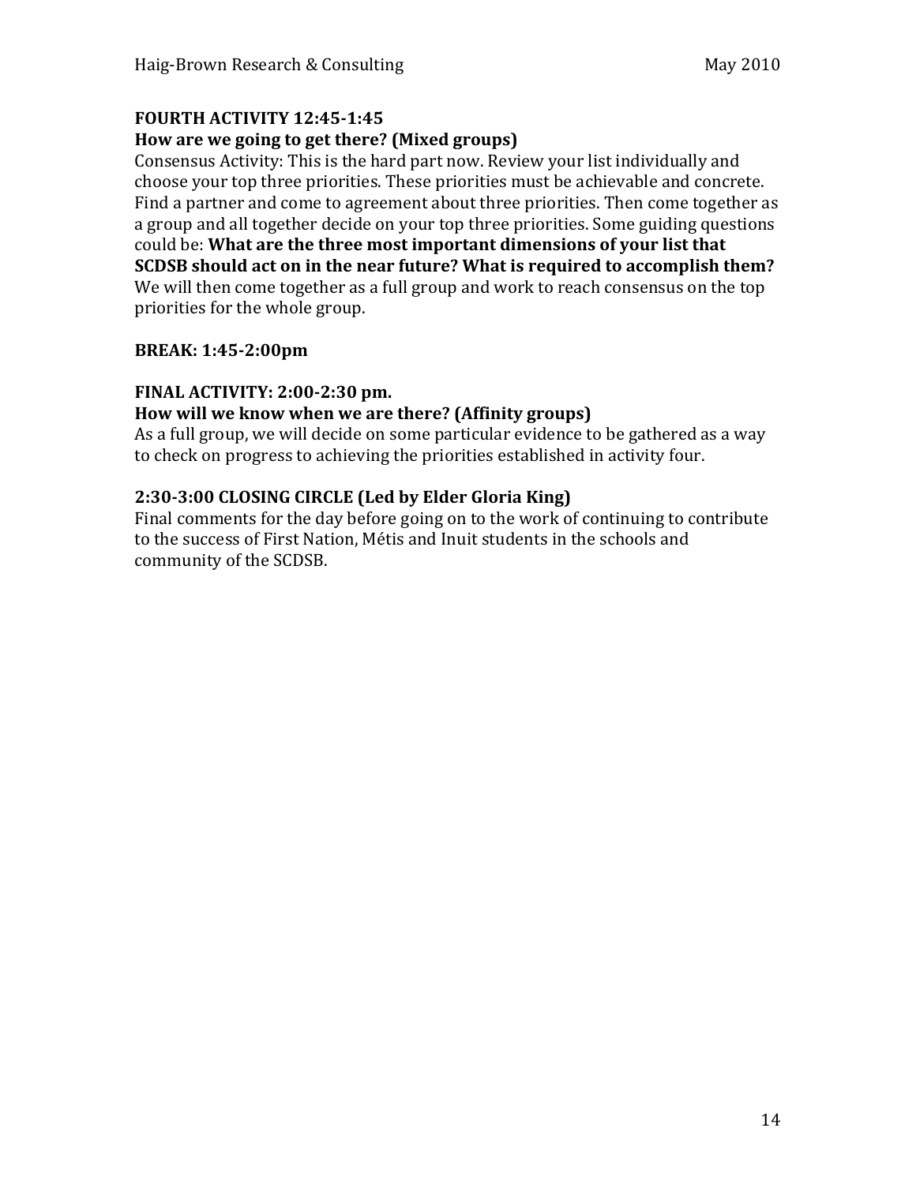**FOURTH ACTIVITY 12:45-1:45**

**How are we going to get there? (Mixed groups)**

Consensus Activity: This is the hard part now. Review your list individually and choose your top three priorities. These priorities must be achievable and concrete. Find a partner and come to agreement about three priorities. Then come together as a group and all together decide on your top three priorities. Some guiding questions could be: **What are the three most important dimensions of your list that SCDSB should act on in the near future? What is required to accomplish them?** We will then come together as a full group and work to reach consensus on the top priorities for the whole group.

**BREAK: 1:45-2:00pm**

**FINAL ACTIVITY: 2:00-2:30 pm.**

**How will we know when we are there? (Affinity groups)**

As a full group, we will decide on some particular evidence to be gathered as a way to check on progress to achieving the priorities established in activity four.

**2:30-3:00 CLOSING CIRCLE (Led by Elder Gloria King)**

Final comments for the day before going on to the work of continuing to contribute to the success of First Nation, Métis and Inuit students in the schools and community of the SCDSB.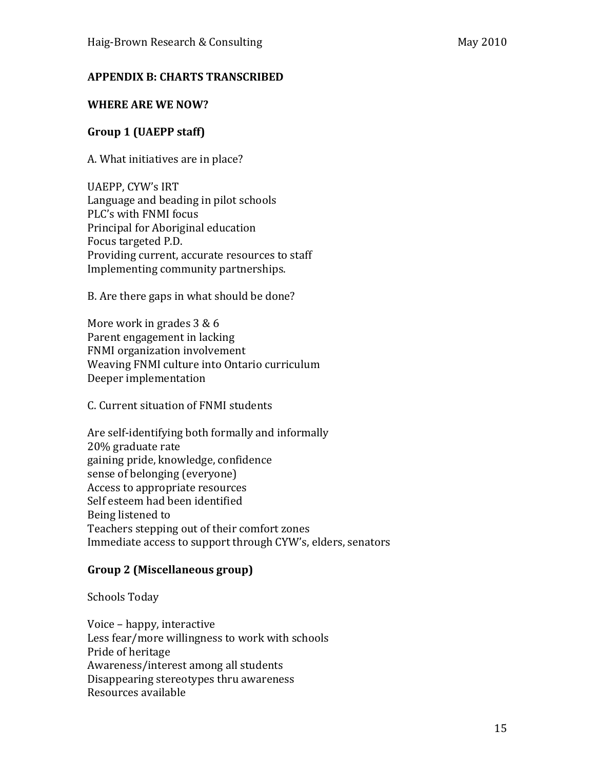## APPENDIX B: CHARTS TRANSCRIBED

### WHERE ARE WE NOW?

### Group 1 (UAEPP staff)

A. What initiatives are in place?

UAEPP, CYW's IRT
Language and beading in pilot schools
PLC's with FNMI focus
Principal for Aboriginal education
Focus targeted P.D.
Providing current, accurate resources to staff
Implementing community partnerships.

B. Are there gaps in what should be done?

More work in grades 3 & 6
Parent engagement in lacking
FNMI organization involvement
Weaving FNMI culture into Ontario curriculum
Deeper implementation

C. Current situation of FNMI students

Are self-identifying both formally and informally
20% graduate rate
gaining pride, knowledge, confidence
sense of belonging (everyone)
Access to appropriate resources
Self esteem had been identified
Being listened to
Teachers stepping out of their comfort zones
Immediate access to support through CYW's, elders, senators

### Group 2 (Miscellaneous group)

Schools Today

Voice – happy, interactive
Less fear/more willingness to work with schools
Pride of heritage
Awareness/interest among all students
Disappearing stereotypes thru awareness
Resources available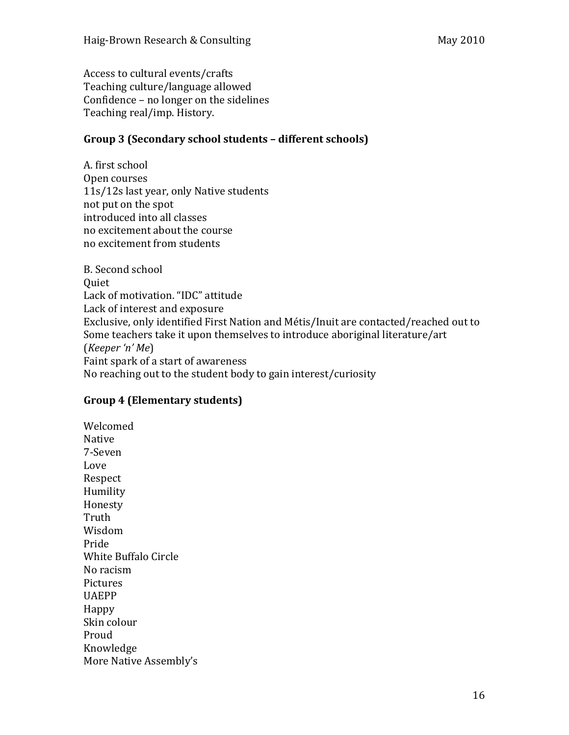Access to cultural events/crafts
Teaching culture/language allowed
Confidence – no longer on the sidelines
Teaching real/imp. History.

### Group 3 (Secondary school students – different schools)

A. first school
Open courses
11s/12s last year, only Native students
not put on the spot
introduced into all classes
no excitement about the course
no excitement from students

B. Second school
Quiet
Lack of motivation. "IDC" attitude
Lack of interest and exposure
Exclusive, only identified First Nation and Métis/Inuit are contacted/reached out to
Some teachers take it upon themselves to introduce aboriginal literature/art
(*Keeper 'n' Me*)
Faint spark of a start of awareness
No reaching out to the student body to gain interest/curiosity

### Group 4 (Elementary students)

Welcomed
Native
7-Seven
Love
Respect
Humility
Honesty
Truth
Wisdom
Pride
White Buffalo Circle
No racism
Pictures
UAEPP
Happy
Skin colour
Proud
Knowledge
More Native Assembly's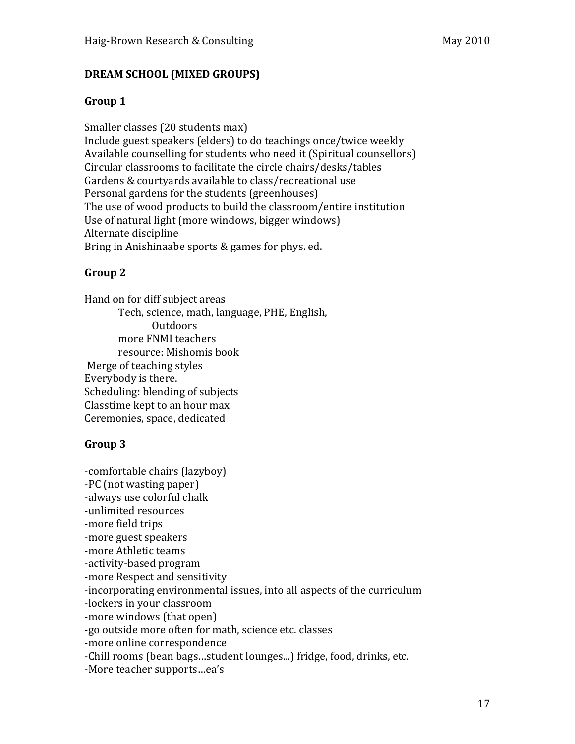## DREAM SCHOOL (MIXED GROUPS)

### Group 1

Smaller classes (20 students max)
Include guest speakers (elders) to do teachings once/twice weekly
Available counselling for students who need it (Spiritual counsellors)
Circular classrooms to facilitate the circle chairs/desks/tables
Gardens & courtyards available to class/recreational use
Personal gardens for the students (greenhouses)
The use of wood products to build the classroom/entire institution
Use of natural light (more windows, bigger windows)
Alternate discipline
Bring in Anishinaabe sports & games for phys. ed.

### Group 2

Hand on for diff subject areas
- Tech, science, math, language, PHE, English,
  - Outdoors
- more FNMI teachers
- resource: Mishomis book

Merge of teaching styles
Everybody is there.
Scheduling: blending of subjects
Classtime kept to an hour max
Ceremonies, space, dedicated

### Group 3

-comfortable chairs (lazyboy)
-PC (not wasting paper)
-always use colorful chalk
-unlimited resources
-more field trips
-more guest speakers
-more Athletic teams
-activity-based program
-more Respect and sensitivity
-incorporating environmental issues, into all aspects of the curriculum
-lockers in your classroom
-more windows (that open)
-go outside more often for math, science etc. classes
-more online correspondence
-Chill rooms (bean bags…student lounges...) fridge, food, drinks, etc.
-More teacher supports…ea's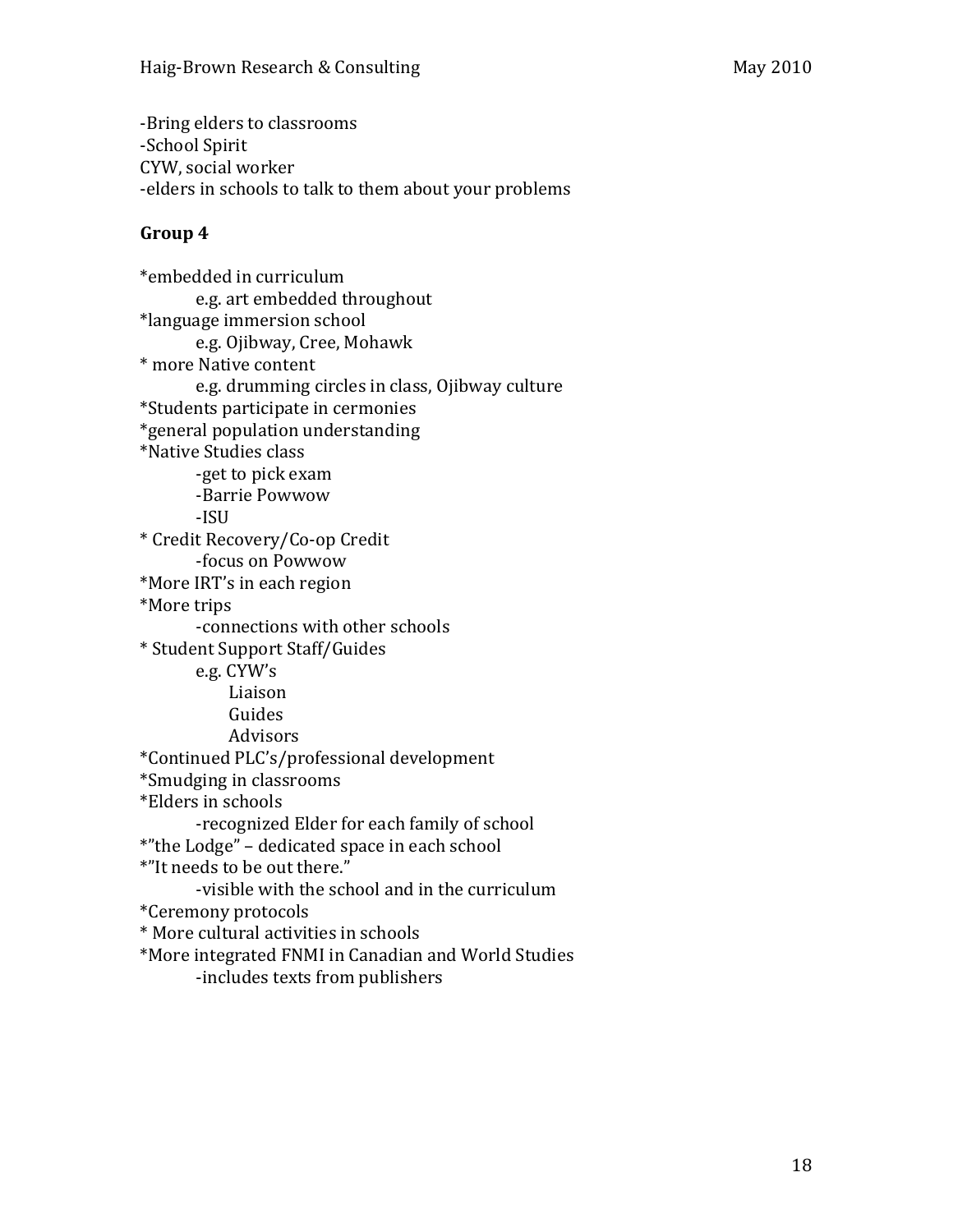-Bring elders to classrooms
-School Spirit
CYW, social worker
-elders in schools to talk to them about your problems

**Group 4**

*embedded in curriculum
    e.g. art embedded throughout
*language immersion school
    e.g. Ojibway, Cree, Mohawk
* more Native content
    e.g. drumming circles in class, Ojibway culture
*Students participate in cermonies
*general population understanding
*Native Studies class
    -get to pick exam
    -Barrie Powwow
    -ISU
* Credit Recovery/Co-op Credit
    -focus on Powwow
*More IRT's in each region
*More trips
    -connections with other schools
* Student Support Staff/Guides
    e.g. CYW's
        Liaison
        Guides
        Advisors
*Continued PLC's/professional development
*Smudging in classrooms
*Elders in schools
    -recognized Elder for each family of school
*"the Lodge" – dedicated space in each school
*"It needs to be out there."
    -visible with the school and in the curriculum
*Ceremony protocols
* More cultural activities in schools
*More integrated FNMI in Canadian and World Studies
    -includes texts from publishers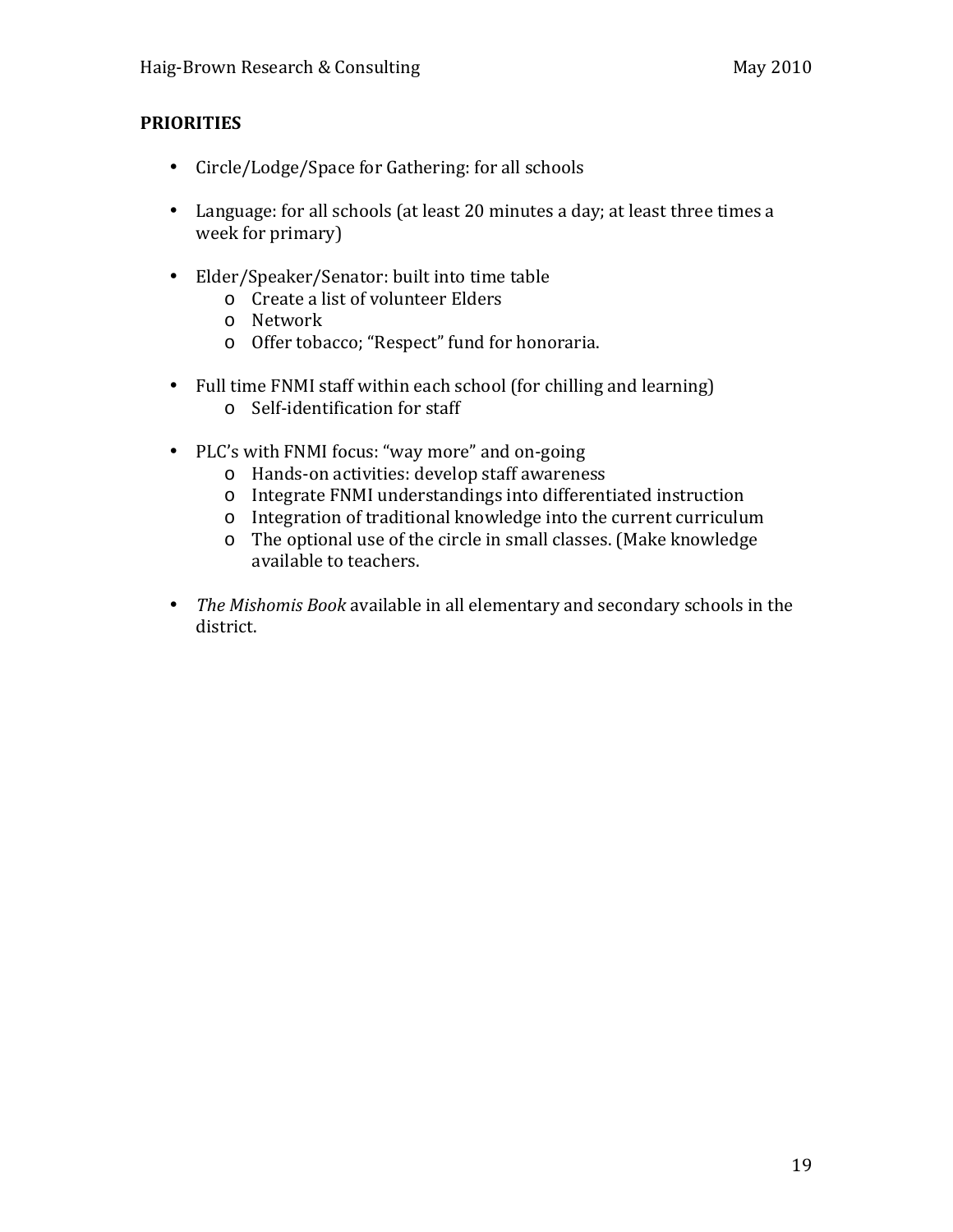**PRIORITIES**

- Circle/Lodge/Space for Gathering: for all schools
- Language: for all schools (at least 20 minutes a day; at least three times a week for primary)
- Elder/Speaker/Senator: built into time table
  - Create a list of volunteer Elders
  - Network
  - Offer tobacco; "Respect" fund for honoraria.
- Full time FNMI staff within each school (for chilling and learning)
  - Self-identification for staff
- PLC's with FNMI focus: "way more" and on-going
  - Hands-on activities: develop staff awareness
  - Integrate FNMI understandings into differentiated instruction
  - Integration of traditional knowledge into the current curriculum
  - The optional use of the circle in small classes. (Make knowledge available to teachers.
- *The Mishomis Book* available in all elementary and secondary schools in the district.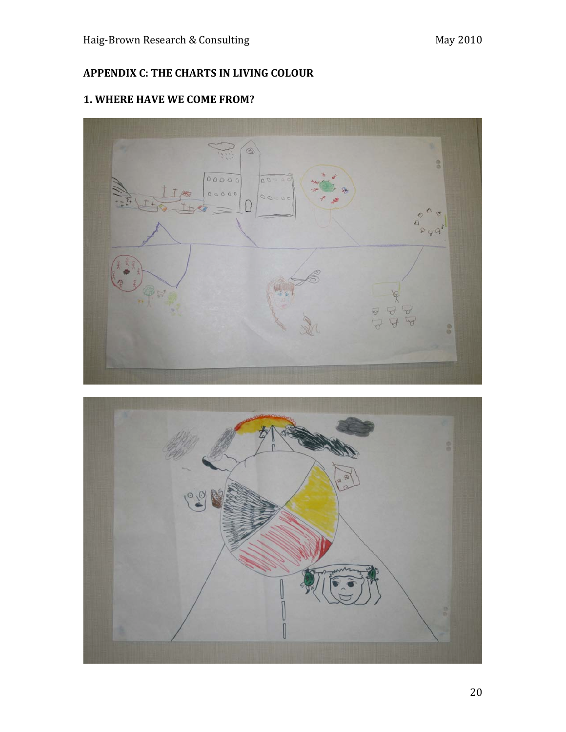## APPENDIX C: THE CHARTS IN LIVING COLOUR

### 1. WHERE HAVE WE COME FROM?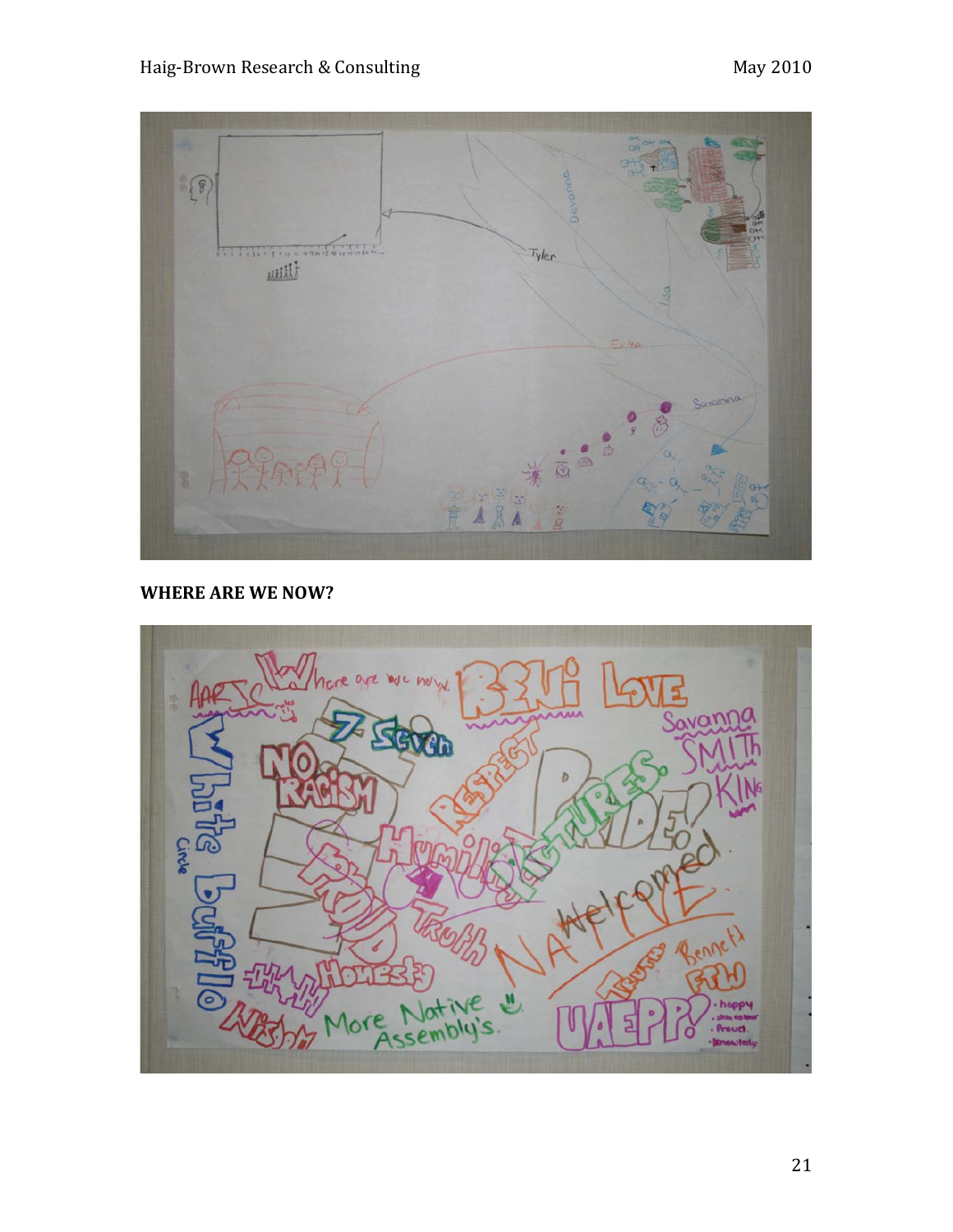## WHERE ARE WE NOW?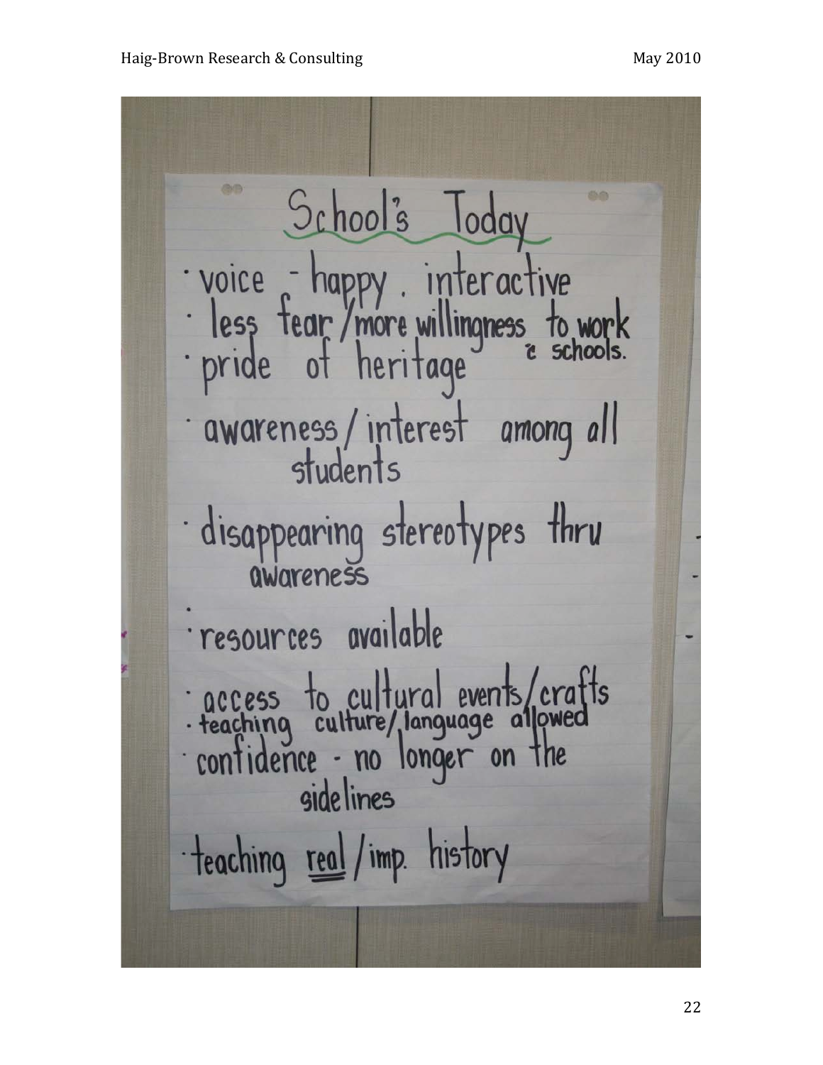# School's Today

- voice - happy. interactive
- less fear / more willingness to work c schools.
- pride of heritage
- awareness / interest among all students
- disappearing stereotypes thru awareness
- resources available
- access to cultural events / crafts
- teaching culture / language allowed
- confidence - no longer on the sidelines
- teaching real / imp. history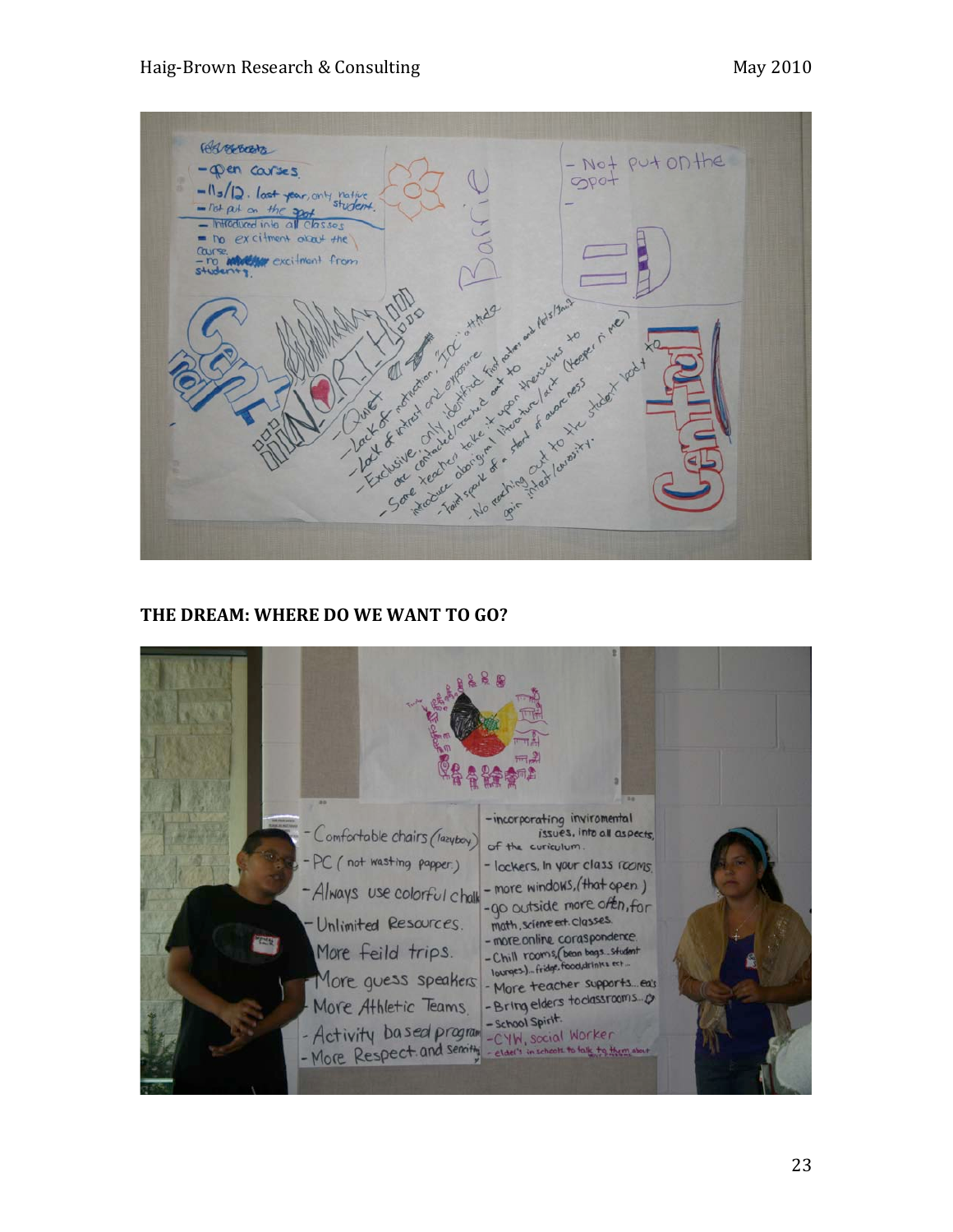**THE DREAM: WHERE DO WE WANT TO GO?**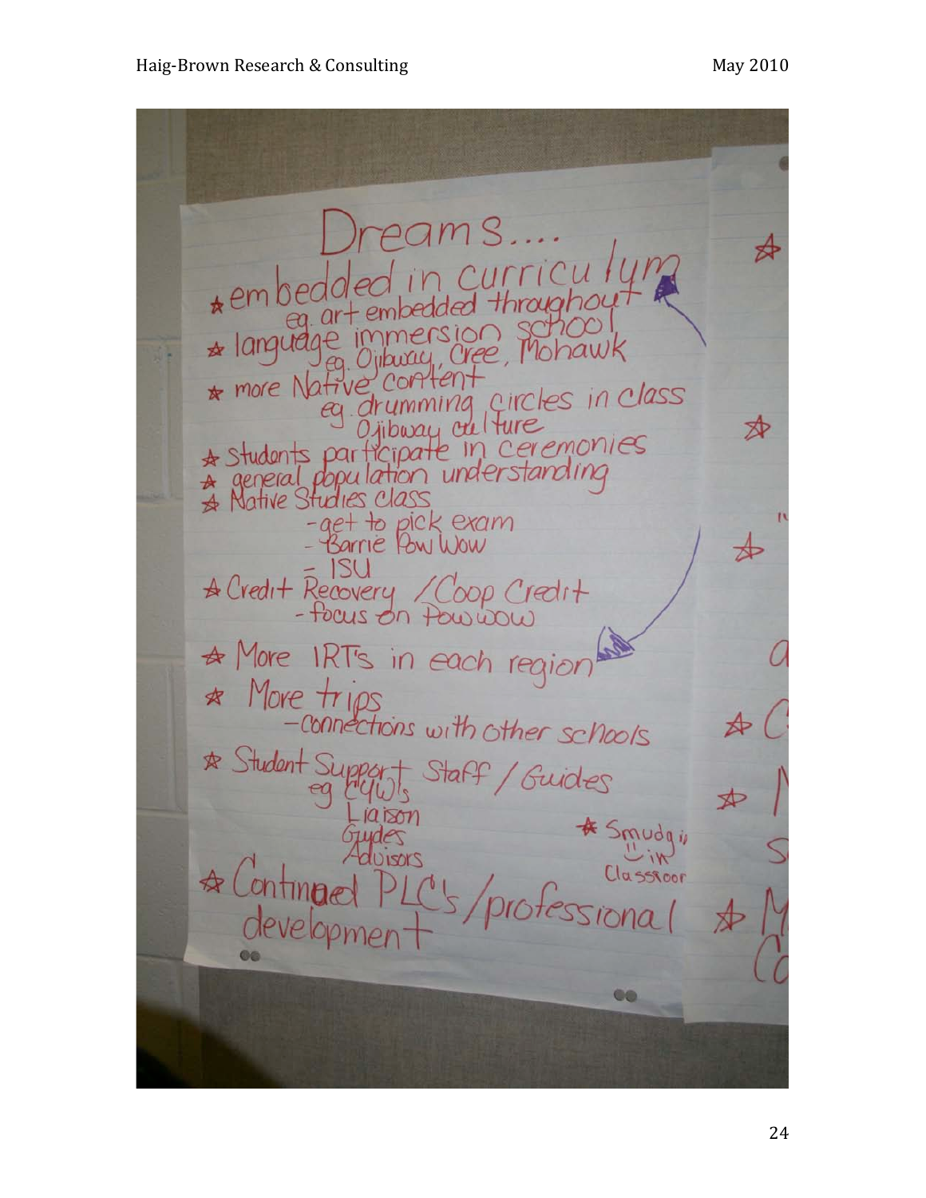# Dreams….

- embedded in curriculum
  - eg. art embedded throughout
- language immersion school
  - eg. Ojibway, Cree, Mohawk
- more Native content
  - eg. drumming circles in class
  - Ojibway culture
- students participate in ceremonies
- general population understanding
- Native Studies class
  - get to pick exam
  - Barrie Pow Wow
  - ISU
- Credit Recovery / Coop Credit
  - focus on Pow wow
- More IRT's in each region
- More trips
  - connections with other schools
- Student Support Staff / Guides
  - eg CYW's
  - Liaison
  - Guides
  - Advisors
- Smudging "in" Classroom
- Continued PLC's / professional development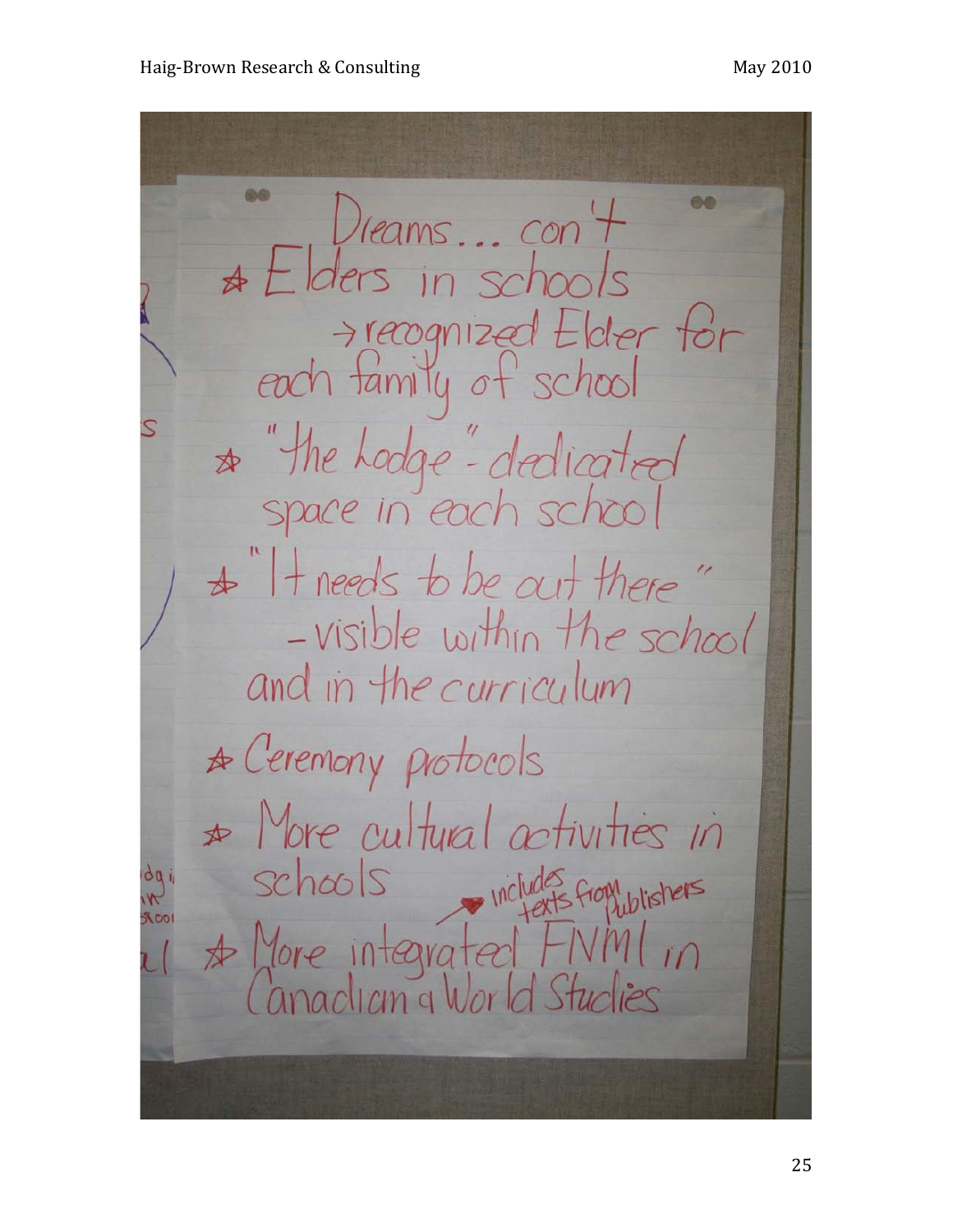Dreams... con't

- Elders in schools
  → recognized Elder for each family of school
- "the Lodge" - dedicated space in each school
- "It needs to be out there" - visible within the school and in the curriculum
- Ceremony protocols
- More cultural activities in schools
- More integrated FNMI in Canadian & World Studies (includes texts from publishers)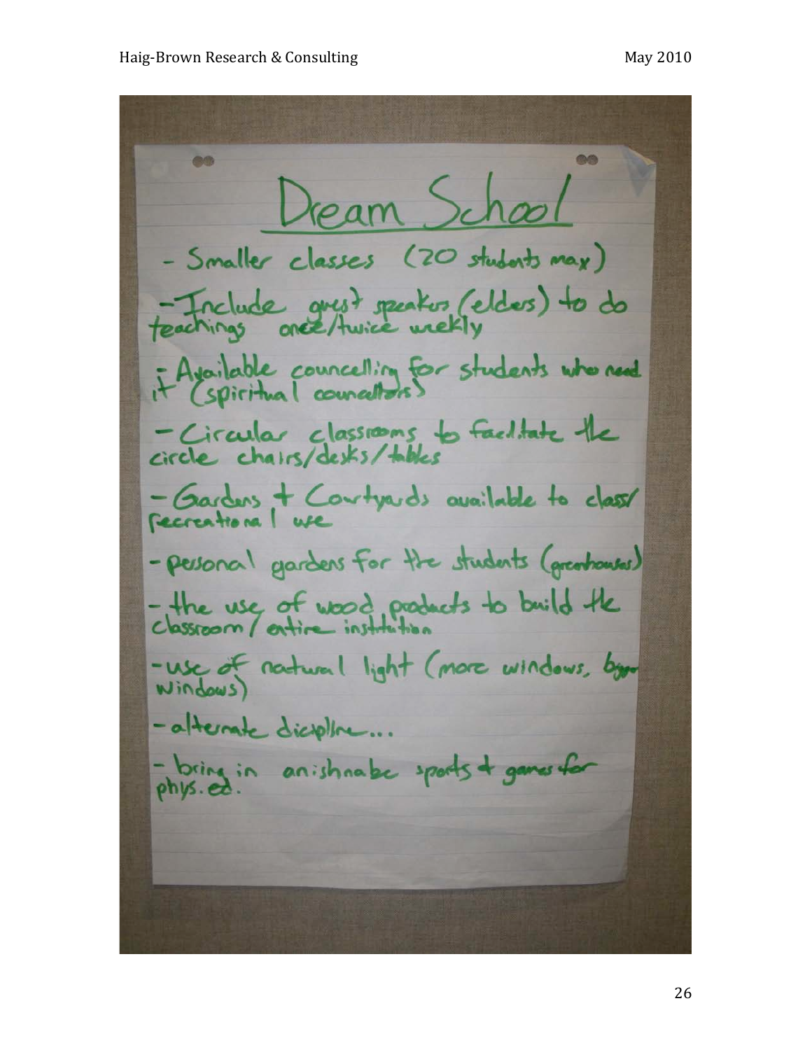# Dream School

- Smaller classes (20 students max)
- Include guest speakers (elders) to do teachings once/twice weekly
- Available councelling for students who need it (spiritual councellors)
- Circular classrooms to facilitate the circle chairs/desks/tables
- Gardens + Courtyards available to class/recreational use
- personal gardens for the students (greenhouses)
- the use of wood products to build the classroom/entire institution
- use of natural light (more windows, bigger windows)
- alternate discipline...
- bring in anishnabe sports + games for phys. ed.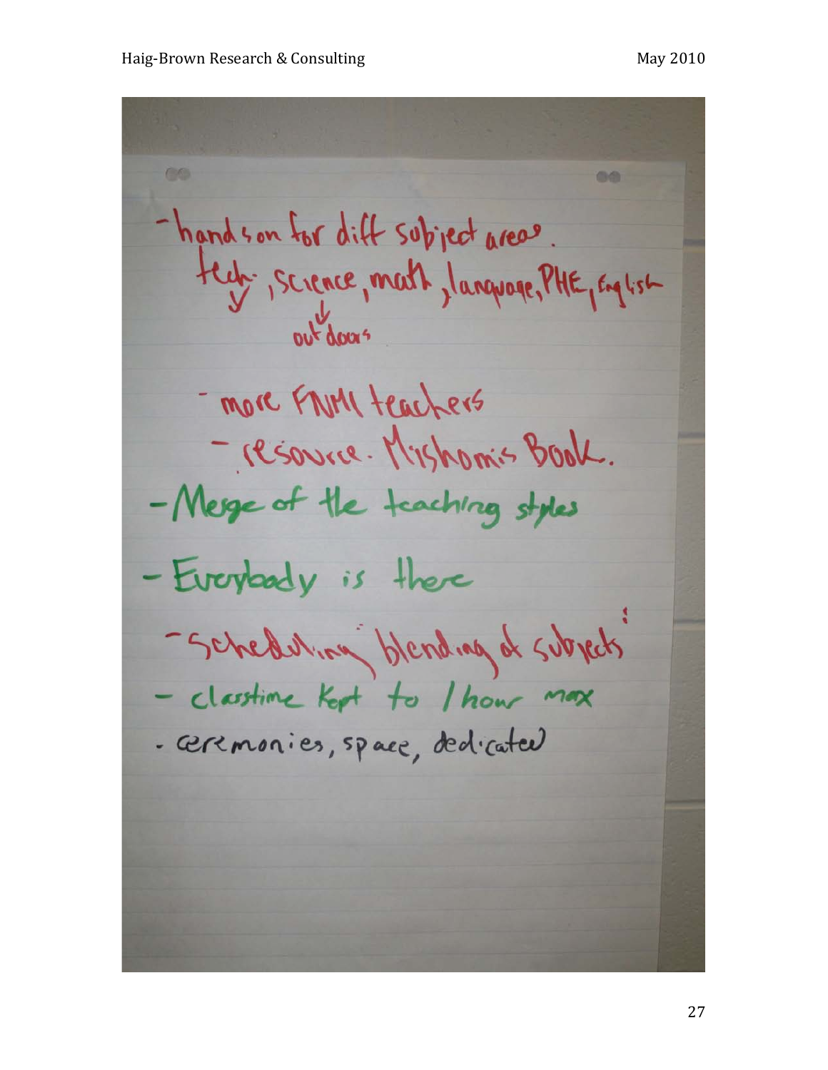- hands on for diff subject areas.
  tech, science, math, language, PHE, English
  outdoors

- more FNMI teachers
- resource. Mishomis Book.
- Merge of the teaching styles
- Everybody is there
- scheduling: blending of subjects
- classtime kept to 1 hour max
- ceremonies, space, dedicated